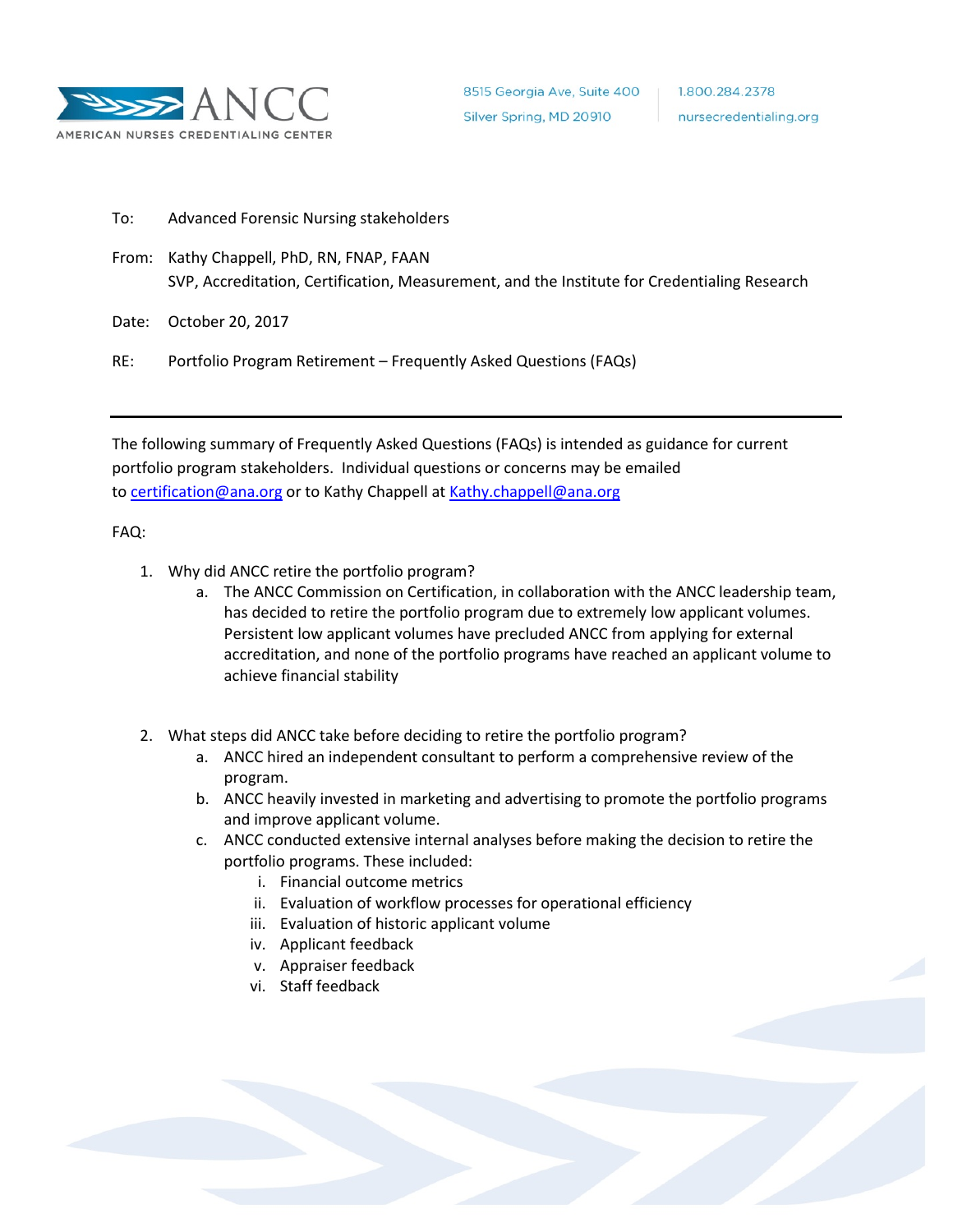ANCC
AMERICAN NURSES CREDENTIALING CENTER

8515 Georgia Ave, Suite 400
Silver Spring, MD 20910

1.800.284.2378
nursecredentialing.org

To: Advanced Forensic Nursing stakeholders

From: Kathy Chappell, PhD, RN, FNAP, FAAN
SVP, Accreditation, Certification, Measurement, and the Institute for Credentialing Research

Date: October 20, 2017

RE: Portfolio Program Retirement – Frequently Asked Questions (FAQs)

---

The following summary of Frequently Asked Questions (FAQs) is intended as guidance for current portfolio program stakeholders. Individual questions or concerns may be emailed to certification@ana.org or to Kathy Chappell at Kathy.chappell@ana.org

FAQ:

1. Why did ANCC retire the portfolio program?
   a. The ANCC Commission on Certification, in collaboration with the ANCC leadership team, has decided to retire the portfolio program due to extremely low applicant volumes. Persistent low applicant volumes have precluded ANCC from applying for external accreditation, and none of the portfolio programs have reached an applicant volume to achieve financial stability

2. What steps did ANCC take before deciding to retire the portfolio program?
   a. ANCC hired an independent consultant to perform a comprehensive review of the program.
   b. ANCC heavily invested in marketing and advertising to promote the portfolio programs and improve applicant volume.
   c. ANCC conducted extensive internal analyses before making the decision to retire the portfolio programs. These included:
      i. Financial outcome metrics
      ii. Evaluation of workflow processes for operational efficiency
      iii. Evaluation of historic applicant volume
      iv. Applicant feedback
      v. Appraiser feedback
      vi. Staff feedback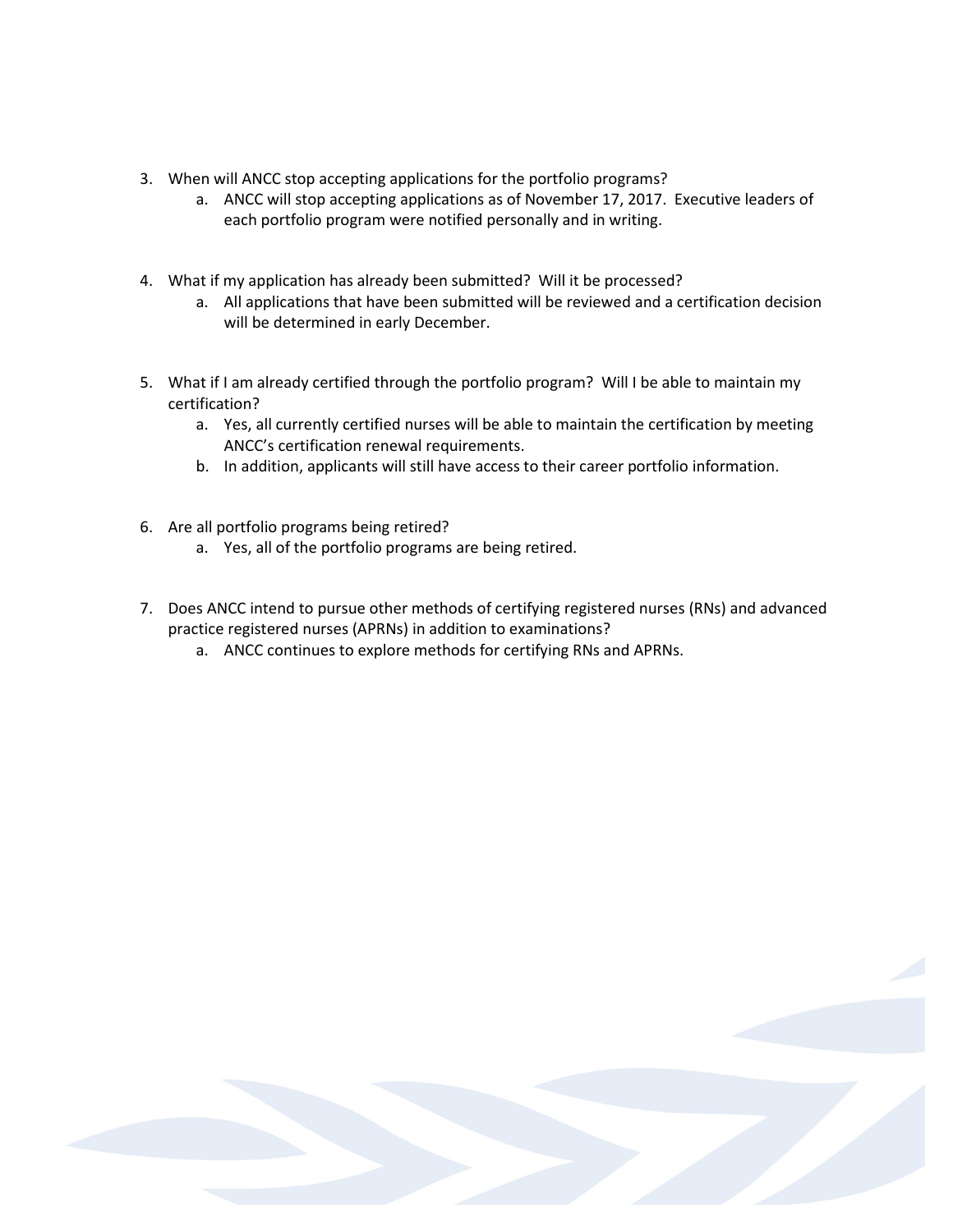3. When will ANCC stop accepting applications for the portfolio programs?
    a. ANCC will stop accepting applications as of November 17, 2017. Executive leaders of each portfolio program were notified personally and in writing.

4. What if my application has already been submitted? Will it be processed?
    a. All applications that have been submitted will be reviewed and a certification decision will be determined in early December.

5. What if I am already certified through the portfolio program? Will I be able to maintain my certification?
    a. Yes, all currently certified nurses will be able to maintain the certification by meeting ANCC's certification renewal requirements.
    b. In addition, applicants will still have access to their career portfolio information.

6. Are all portfolio programs being retired?
    a. Yes, all of the portfolio programs are being retired.

7. Does ANCC intend to pursue other methods of certifying registered nurses (RNs) and advanced practice registered nurses (APRNs) in addition to examinations?
    a. ANCC continues to explore methods for certifying RNs and APRNs.